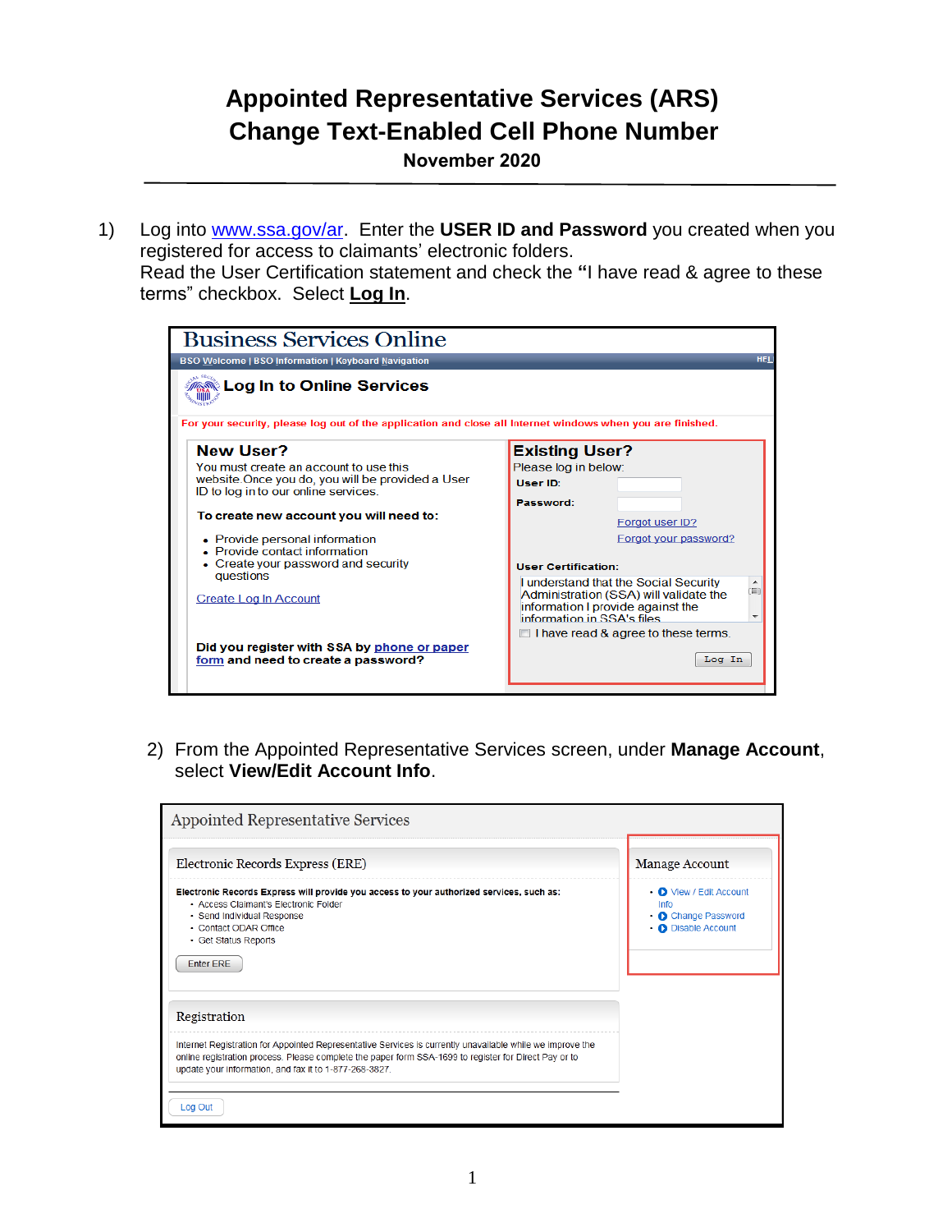# Appointed Representative Services (ARS)
# Change Text-Enabled Cell Phone Number

**November 2020**

---

1) Log into www.ssa.gov/ar. Enter the **USER ID and Password** you created when you registered for access to claimants' electronic folders.
Read the User Certification statement and check the **"**I have read & agree to these terms" checkbox. Select **Log In**.

Business Services Online

BSO Welcome | BSO Information | Keyboard Navigation HELP

**Log In to Online Services**

For your security, please log out of the application and close all Internet windows when you are finished.

**New User?**

You must create an account to use this website. Once you do, you will be provided a User ID to log in to our online services.

**To create new account you will need to:**

- Provide personal information
- Provide contact information
- Create your password and security questions

Create Log In Account

**Did you register with SSA by phone or paper form and need to create a password?**

**Existing User?**

Please log in below:

**User ID:**

**Password:**

Forgot user ID?

Forgot your password?

**User Certification:**

I understand that the Social Security Administration (SSA) will validate the information I provide against the information in SSA's files

I have read & agree to these terms.

Log In

2) From the Appointed Representative Services screen, under **Manage Account**, select **View/Edit Account Info**.

Appointed Representative Services

Electronic Records Express (ERE)

**Electronic Records Express will provide you access to your authorized services, such as:**

- Access Claimant's Electronic Folder
- Send Individual Response
- Contact ODAR Office
- Get Status Reports

Enter ERE

Manage Account

- View / Edit Account Info
- Change Password
- Disable Account

Registration

Internet Registration for Appointed Representative Services is currently unavailable while we improve the online registration process. Please complete the paper form SSA-1699 to register for Direct Pay or to update your information, and fax it to 1-877-268-3827.

Log Out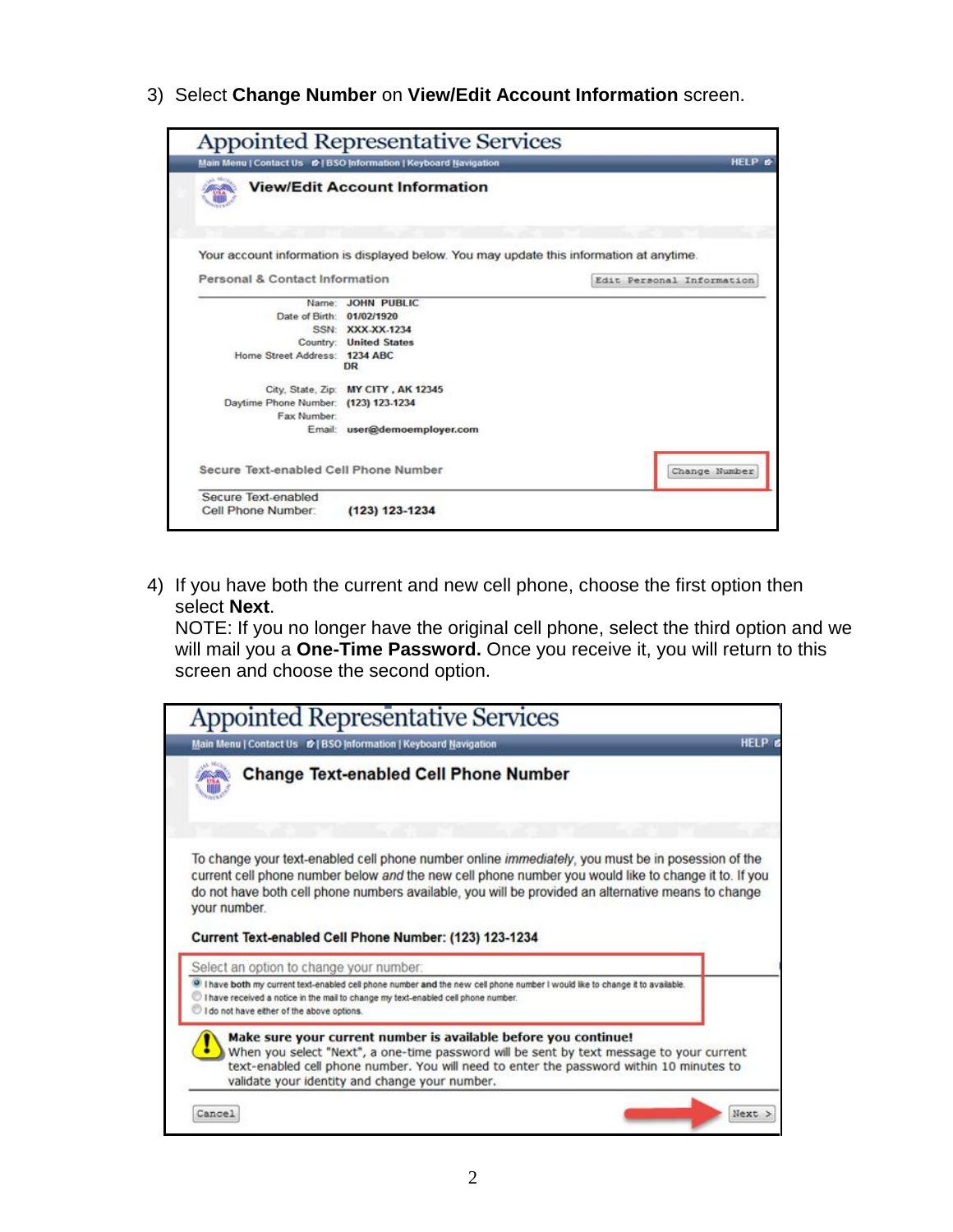3) Select **Change Number** on **View/Edit Account Information** screen.

Appointed Representative Services

Main Menu | Contact Us | BSO Information | Keyboard Navigation HELP

**View/Edit Account Information**

Your account information is displayed below. You may update this information at anytime.

Personal & Contact Information [Edit Personal Information]

Name: JOHN PUBLIC
Date of Birth: 01/02/1920
SSN: XXX-XX-1234
Country: United States
Home Street Address: 1234 ABC DR
City, State, Zip: MY CITY , AK 12345
Daytime Phone Number: (123) 123-1234
Fax Number:
Email: user@demoemployer.com

Secure Text-enabled Cell Phone Number [Change Number]

Secure Text-enabled Cell Phone Number: (123) 123-1234

4) If you have both the current and new cell phone, choose the first option then select **Next**.
   NOTE: If you no longer have the original cell phone, select the third option and we will mail you a **One-Time Password.** Once you receive it, you will return to this screen and choose the second option.

Appointed Representative Services

Main Menu | Contact Us | BSO Information | Keyboard Navigation HELP

**Change Text-enabled Cell Phone Number**

To change your text-enabled cell phone number online *immediately*, you must be in posession of the current cell phone number below *and* the new cell phone number you would like to change it to. If you do not have both cell phone numbers available, you will be provided an alternative means to change your number.

**Current Text-enabled Cell Phone Number: (123) 123-1234**

Select an option to change your number:

- I have **both** my current text-enabled cell phone number **and** the new cell phone number I would like to change it to available.
- I have received a notice in the mail to change my text-enabled cell phone number.
- I do not have either of the above options.

**Make sure your current number is available before you continue!**
When you select "Next", a one-time password will be sent by text message to your current text-enabled cell phone number. You will need to enter the password within 10 minutes to validate your identity and change your number.

[Cancel] [Next >]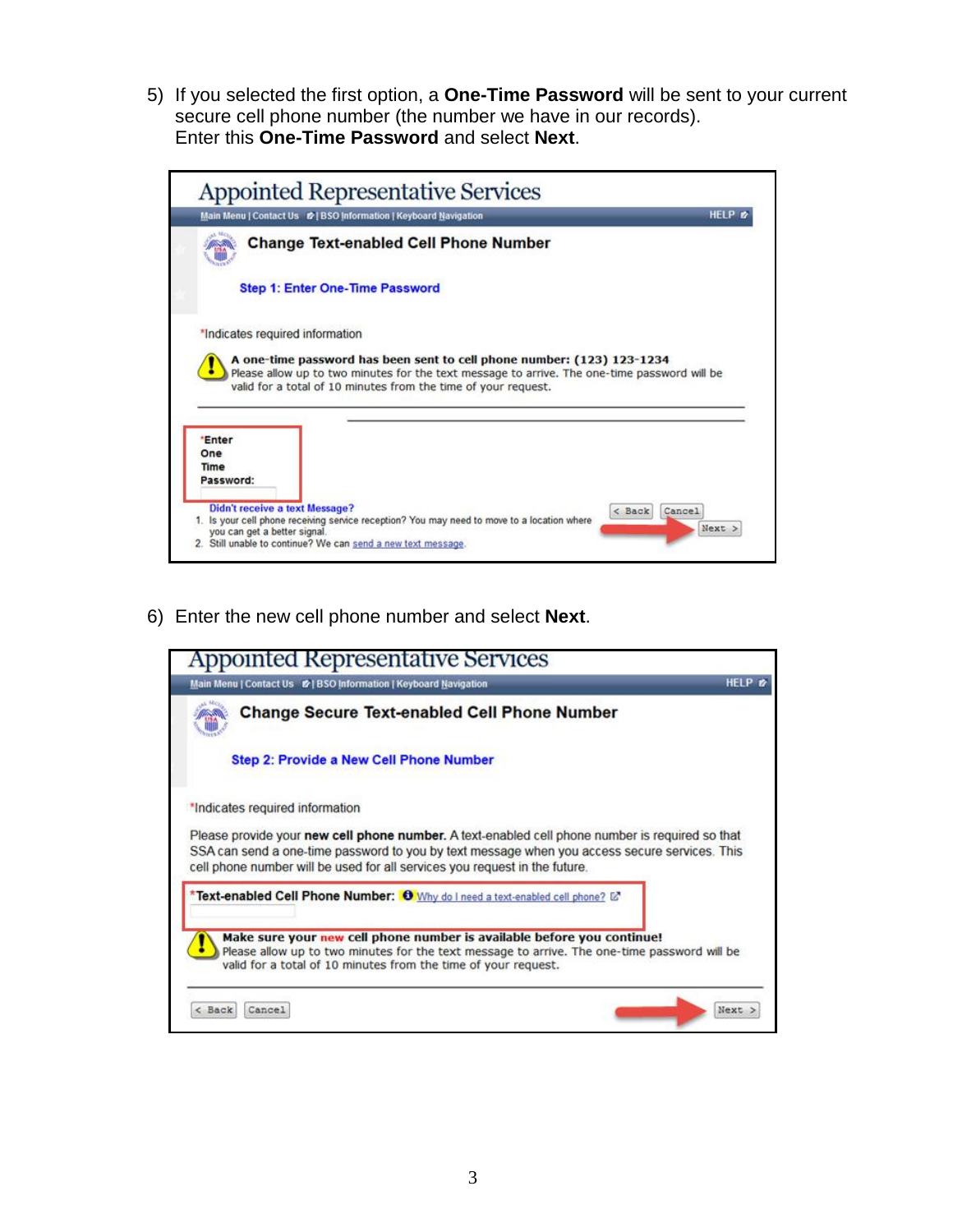5) If you selected the first option, a **One-Time Password** will be sent to your current secure cell phone number (the number we have in our records). Enter this **One-Time Password** and select **Next**.

Appointed Representative Services

Main Menu | Contact Us | BSO Information | Keyboard Navigation HELP

**Change Text-enabled Cell Phone Number**

**Step 1: Enter One-Time Password**

*Indicates required information

**A one-time password has been sent to cell phone number: (123) 123-1234**
Please allow up to two minutes for the text message to arrive. The one-time password will be valid for a total of 10 minutes from the time of your request.

***Enter One Time Password:**

**Didn't receive a text Message?**
1. Is your cell phone receiving service reception? You may need to move to a location where you can get a better signal.
2. Still unable to continue? We can send a new text message.

< Back | Cancel | Next >

6) Enter the new cell phone number and select **Next**.

Appointed Representative Services

Main Menu | Contact Us | BSO Information | Keyboard Navigation HELP

**Change Secure Text-enabled Cell Phone Number**

**Step 2: Provide a New Cell Phone Number**

*Indicates required information

Please provide your **new cell phone number.** A text-enabled cell phone number is required so that SSA can send a one-time password to you by text message when you access secure services. This cell phone number will be used for all services you request in the future.

***Text-enabled Cell Phone Number:** Why do I need a text-enabled cell phone?

**Make sure your new cell phone number is available before you continue!**
Please allow up to two minutes for the text message to arrive. The one-time password will be valid for a total of 10 minutes from the time of your request.

< Back | Cancel | Next >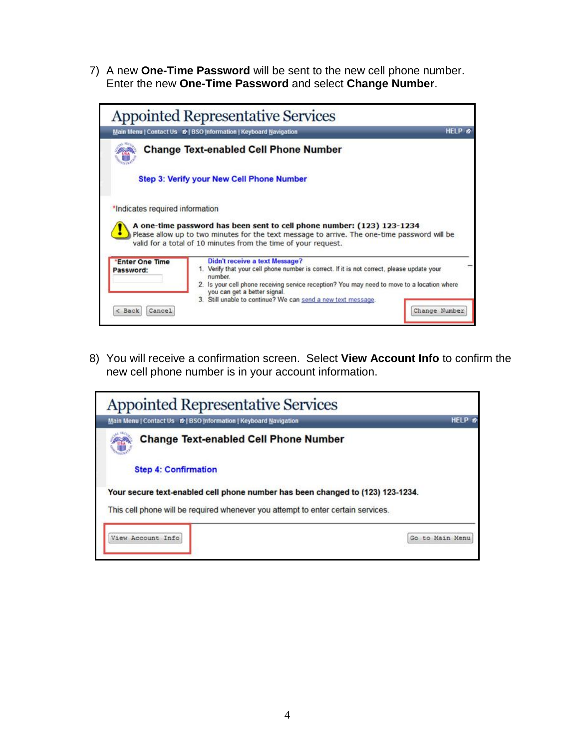7) A new **One-Time Password** will be sent to the new cell phone number. Enter the new **One-Time Password** and select **Change Number**.

Appointed Representative Services

Main Menu | Contact Us | BSO Information | Keyboard Navigation HELP

**Change Text-enabled Cell Phone Number**

**Step 3: Verify your New Cell Phone Number**

*Indicates required information

**A one-time password has been sent to cell phone number: (123) 123-1234**
Please allow up to two minutes for the text message to arrive. The one-time password will be valid for a total of 10 minutes from the time of your request.

*Enter One Time Password:

Didn't receive a text Message?
1. Verify that your cell phone number is correct. If it is not correct, please update your number.
2. Is your cell phone receiving service reception? You may need to move to a location where you can get a better signal.
3. Still unable to continue? We can send a new text message.

< Back | Cancel | Change Number

8) You will receive a confirmation screen. Select **View Account Info** to confirm the new cell phone number is in your account information.

Appointed Representative Services

Main Menu | Contact Us | BSO Information | Keyboard Navigation HELP

**Change Text-enabled Cell Phone Number**

**Step 4: Confirmation**

**Your secure text-enabled cell phone number has been changed to (123) 123-1234.**

This cell phone will be required whenever you attempt to enter certain services.

View Account Info | Go to Main Menu